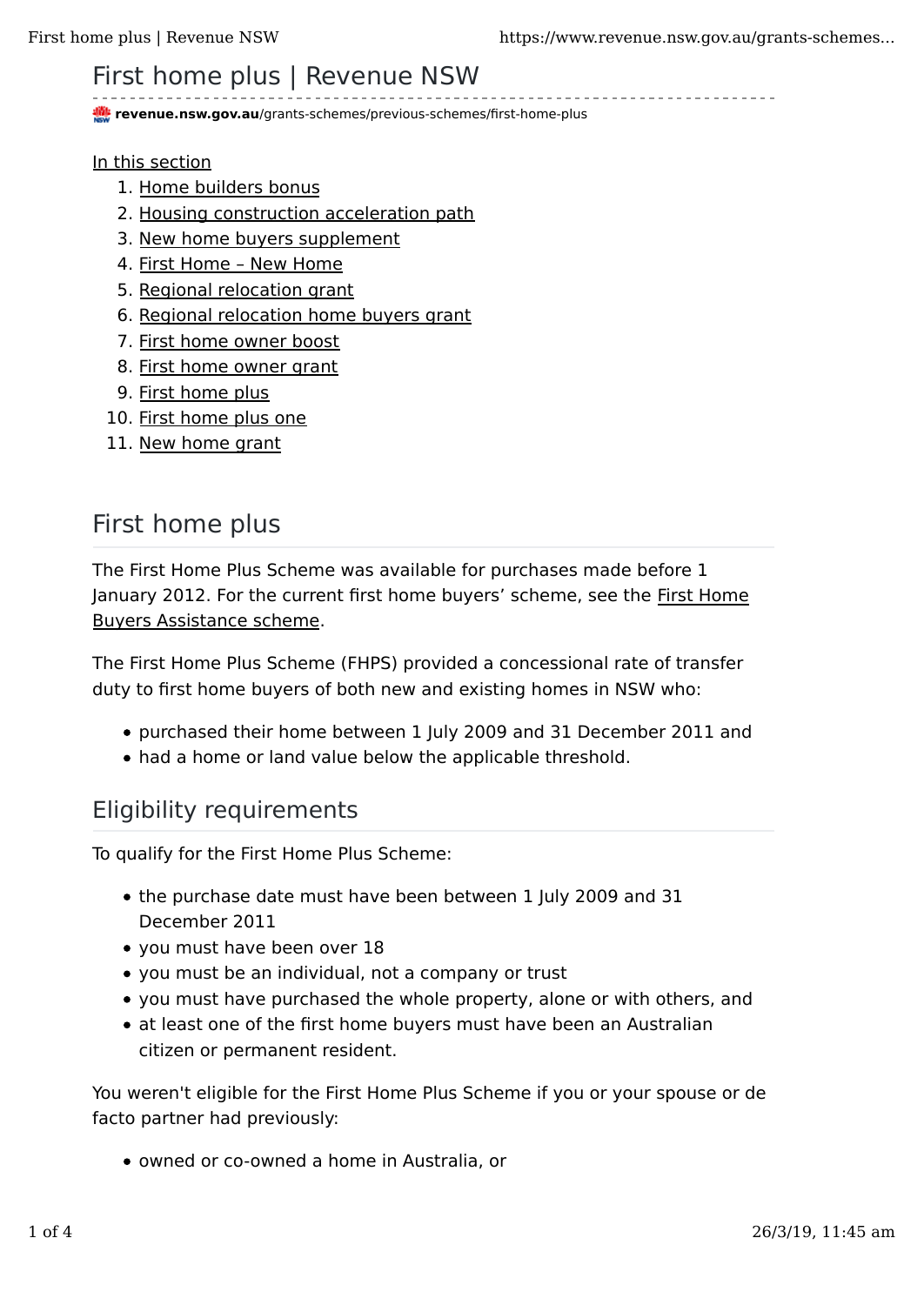# First home plus | Revenue NSW

revenue.nsw.gov.au/grants-schemes/previous-schemes/first-home-plus

In this section

1. Home builders bonus
2. Housing construction acceleration path
3. New home buyers supplement
4. First Home – New Home
5. Regional relocation grant
6. Regional relocation home buyers grant
7. First home owner boost
8. First home owner grant
9. First home plus
10. First home plus one
11. New home grant

## First home plus

The First Home Plus Scheme was available for purchases made before 1 January 2012. For the current first home buyers' scheme, see the First Home Buyers Assistance scheme.

The First Home Plus Scheme (FHPS) provided a concessional rate of transfer duty to first home buyers of both new and existing homes in NSW who:

- purchased their home between 1 July 2009 and 31 December 2011 and
- had a home or land value below the applicable threshold.

## Eligibility requirements

To qualify for the First Home Plus Scheme:

- the purchase date must have been between 1 July 2009 and 31 December 2011
- you must have been over 18
- you must be an individual, not a company or trust
- you must have purchased the whole property, alone or with others, and
- at least one of the first home buyers must have been an Australian citizen or permanent resident.

You weren't eligible for the First Home Plus Scheme if you or your spouse or de facto partner had previously:

- owned or co-owned a home in Australia, or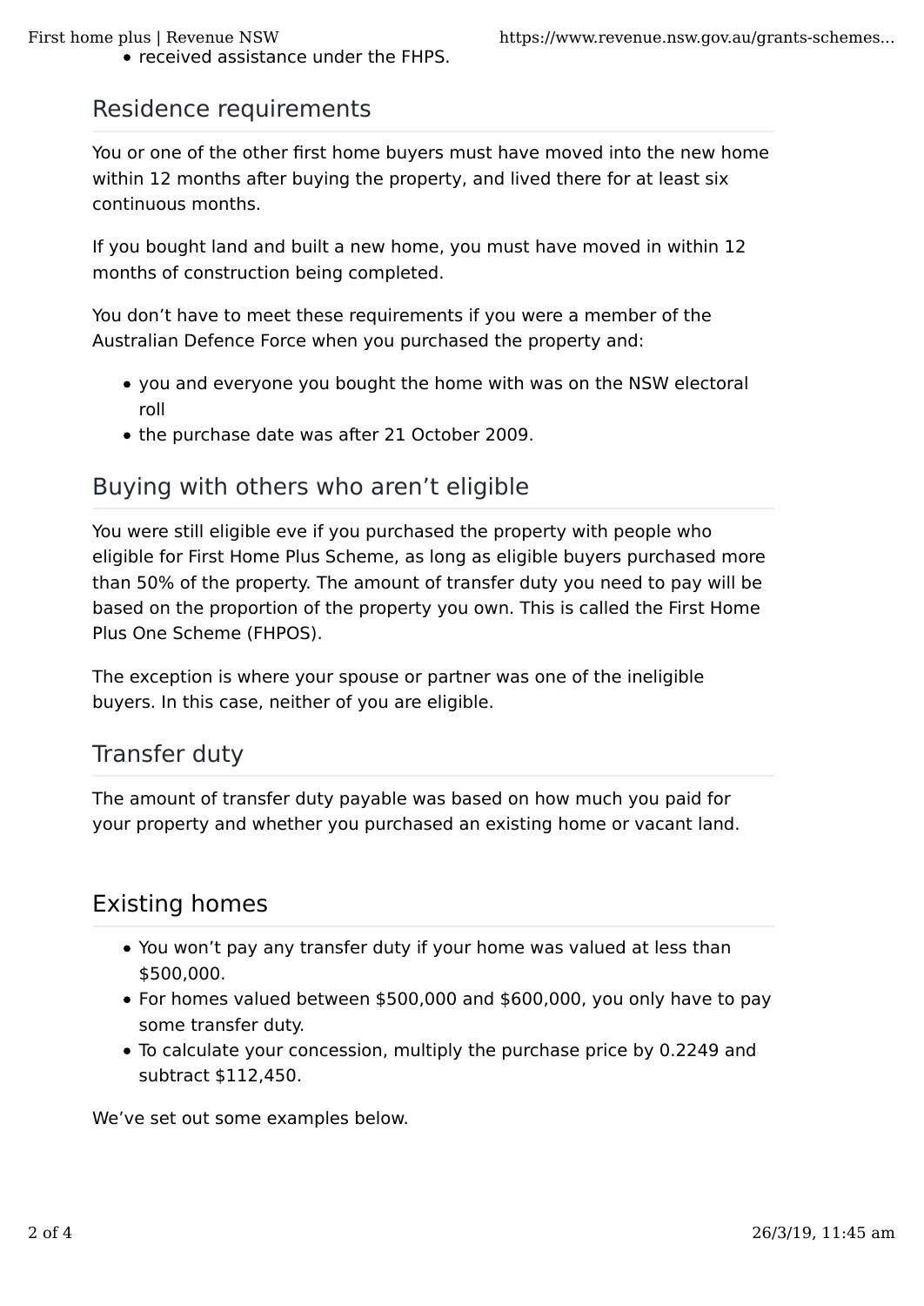- received assistance under the FHPS.

## Residence requirements

You or one of the other first home buyers must have moved into the new home within 12 months after buying the property, and lived there for at least six continuous months.

If you bought land and built a new home, you must have moved in within 12 months of construction being completed.

You don't have to meet these requirements if you were a member of the Australian Defence Force when you purchased the property and:

- you and everyone you bought the home with was on the NSW electoral roll
- the purchase date was after 21 October 2009.

## Buying with others who aren't eligible

You were still eligible eve if you purchased the property with people who eligible for First Home Plus Scheme, as long as eligible buyers purchased more than 50% of the property. The amount of transfer duty you need to pay will be based on the proportion of the property you own. This is called the First Home Plus One Scheme (FHPOS).

The exception is where your spouse or partner was one of the ineligible buyers. In this case, neither of you are eligible.

## Transfer duty

The amount of transfer duty payable was based on how much you paid for your property and whether you purchased an existing home or vacant land.

## Existing homes

- You won't pay any transfer duty if your home was valued at less than $500,000.
- For homes valued between $500,000 and $600,000, you only have to pay some transfer duty.
- To calculate your concession, multiply the purchase price by 0.2249 and subtract $112,450.

We've set out some examples below.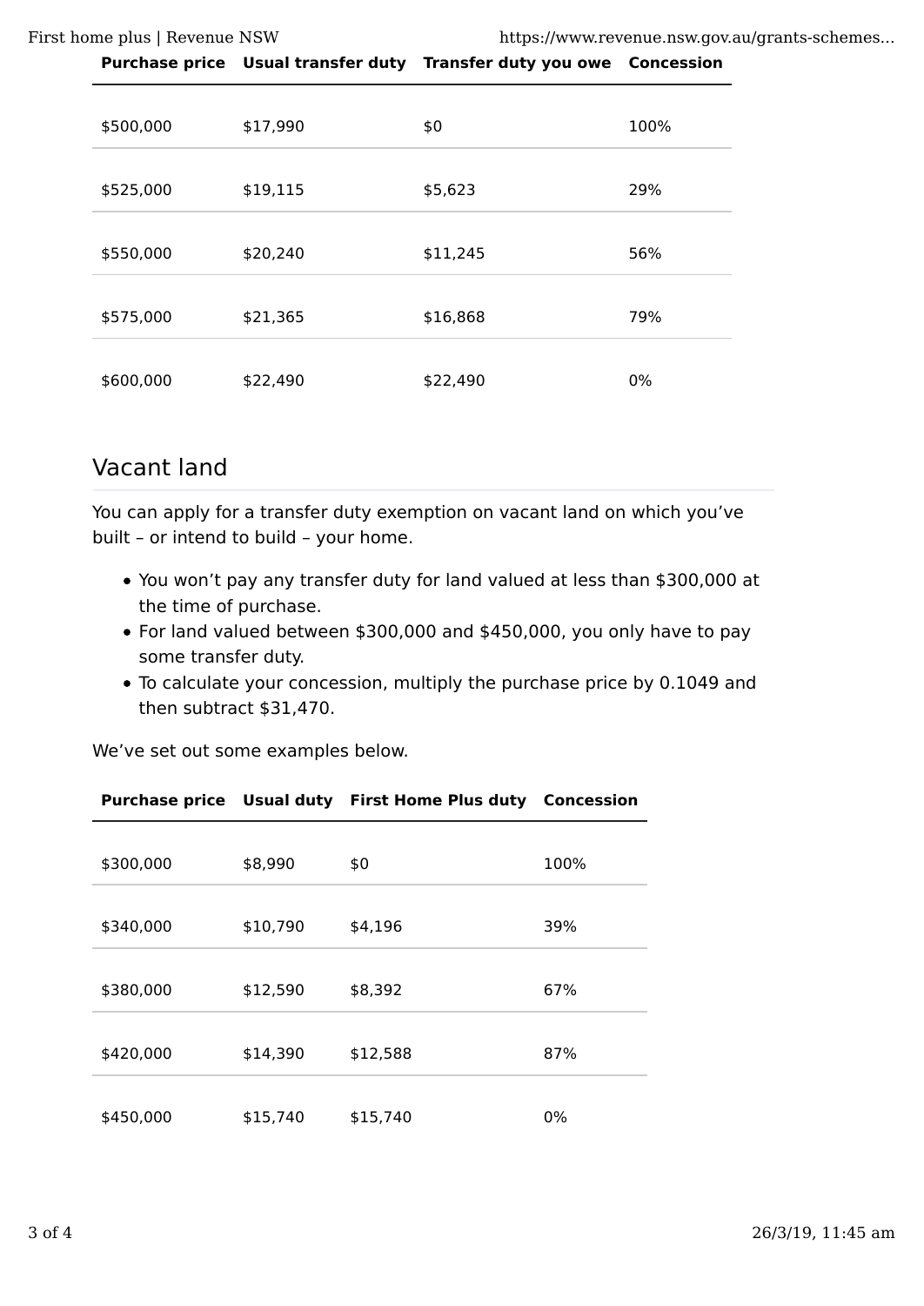| Purchase price | Usual transfer duty | Transfer duty you owe | Concession |
|---|---|---|---|
| $500,000 | $17,990 | $0 | 100% |
| $525,000 | $19,115 | $5,623 | 29% |
| $550,000 | $20,240 | $11,245 | 56% |
| $575,000 | $21,365 | $16,868 | 79% |
| $600,000 | $22,490 | $22,490 | 0% |

## Vacant land

You can apply for a transfer duty exemption on vacant land on which you've built – or intend to build – your home.

- You won't pay any transfer duty for land valued at less than $300,000 at the time of purchase.
- For land valued between $300,000 and $450,000, you only have to pay some transfer duty.
- To calculate your concession, multiply the purchase price by 0.1049 and then subtract $31,470.

We've set out some examples below.

| Purchase price | Usual duty | First Home Plus duty | Concession |
|---|---|---|---|
| $300,000 | $8,990 | $0 | 100% |
| $340,000 | $10,790 | $4,196 | 39% |
| $380,000 | $12,590 | $8,392 | 67% |
| $420,000 | $14,390 | $12,588 | 87% |
| $450,000 | $15,740 | $15,740 | 0% |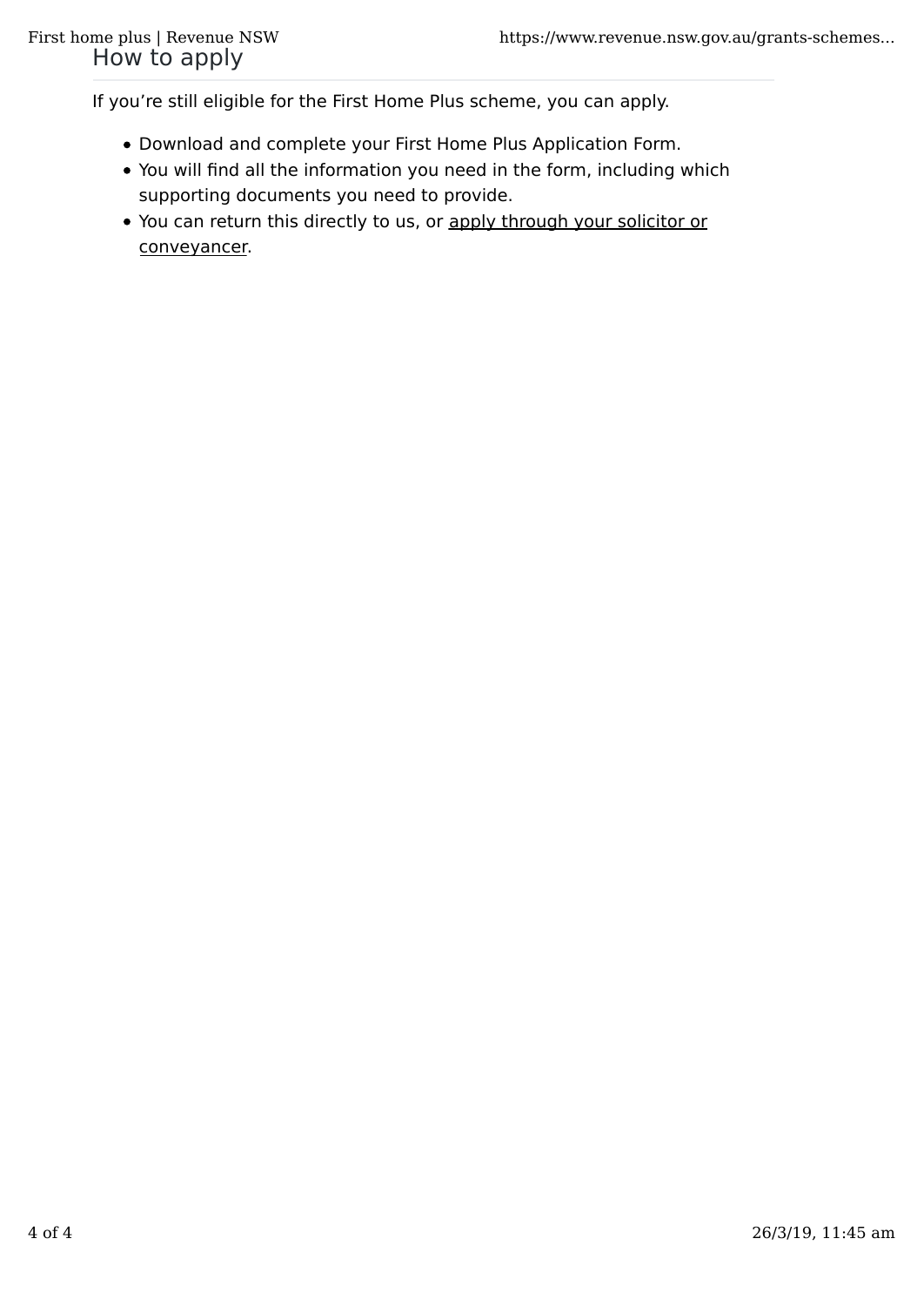## How to apply

If you're still eligible for the First Home Plus scheme, you can apply.

- Download and complete your First Home Plus Application Form.
- You will find all the information you need in the form, including which supporting documents you need to provide.
- You can return this directly to us, or apply through your solicitor or conveyancer.